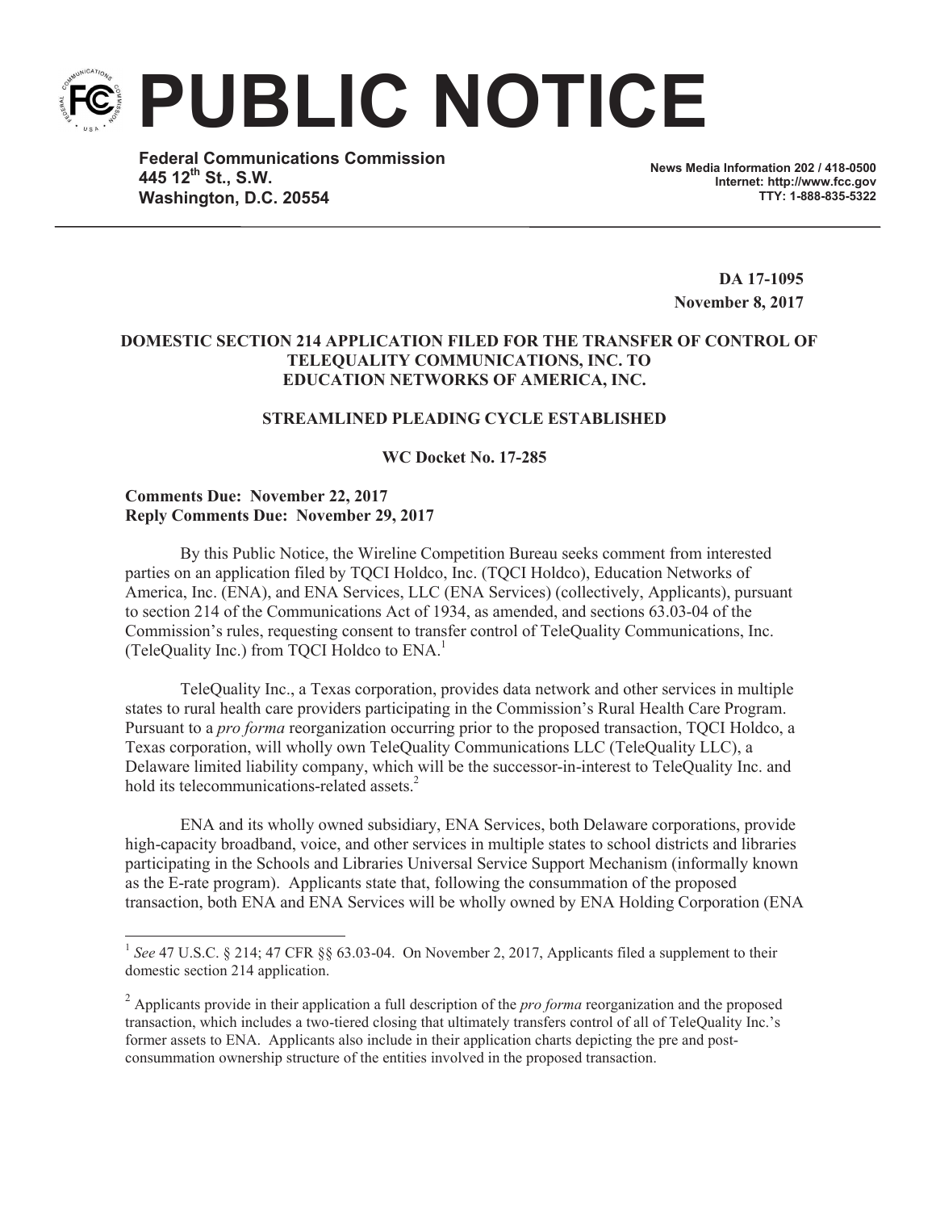# PUBLIC NOTICE

**Federal Communications Commission**
**445 12th St., S.W.**
**Washington, D.C. 20554**

**News Media Information 202 / 418-0500**
**Internet: http://www.fcc.gov**
**TTY: 1-888-835-5322**

**DA 17-1095**
**November 8, 2017**

**DOMESTIC SECTION 214 APPLICATION FILED FOR THE TRANSFER OF CONTROL OF TELEQUALITY COMMUNICATIONS, INC. TO EDUCATION NETWORKS OF AMERICA, INC.**

**STREAMLINED PLEADING CYCLE ESTABLISHED**

**WC Docket No. 17-285**

**Comments Due: November 22, 2017**
**Reply Comments Due: November 29, 2017**

By this Public Notice, the Wireline Competition Bureau seeks comment from interested parties on an application filed by TQCI Holdco, Inc. (TQCI Holdco), Education Networks of America, Inc. (ENA), and ENA Services, LLC (ENA Services) (collectively, Applicants), pursuant to section 214 of the Communications Act of 1934, as amended, and sections 63.03-04 of the Commission's rules, requesting consent to transfer control of TeleQuality Communications, Inc. (TeleQuality Inc.) from TQCI Holdco to ENA.[1]

TeleQuality Inc., a Texas corporation, provides data network and other services in multiple states to rural health care providers participating in the Commission's Rural Health Care Program. Pursuant to a *pro forma* reorganization occurring prior to the proposed transaction, TQCI Holdco, a Texas corporation, will wholly own TeleQuality Communications LLC (TeleQuality LLC), a Delaware limited liability company, which will be the successor-in-interest to TeleQuality Inc. and hold its telecommunications-related assets.[2]

ENA and its wholly owned subsidiary, ENA Services, both Delaware corporations, provide high-capacity broadband, voice, and other services in multiple states to school districts and libraries participating in the Schools and Libraries Universal Service Support Mechanism (informally known as the E-rate program). Applicants state that, following the consummation of the proposed transaction, both ENA and ENA Services will be wholly owned by ENA Holding Corporation (ENA

---

[1] *See* 47 U.S.C. § 214; 47 CFR §§ 63.03-04. On November 2, 2017, Applicants filed a supplement to their domestic section 214 application.

[2] Applicants provide in their application a full description of the *pro forma* reorganization and the proposed transaction, which includes a two-tiered closing that ultimately transfers control of all of TeleQuality Inc.'s former assets to ENA. Applicants also include in their application charts depicting the pre and post-consummation ownership structure of the entities involved in the proposed transaction.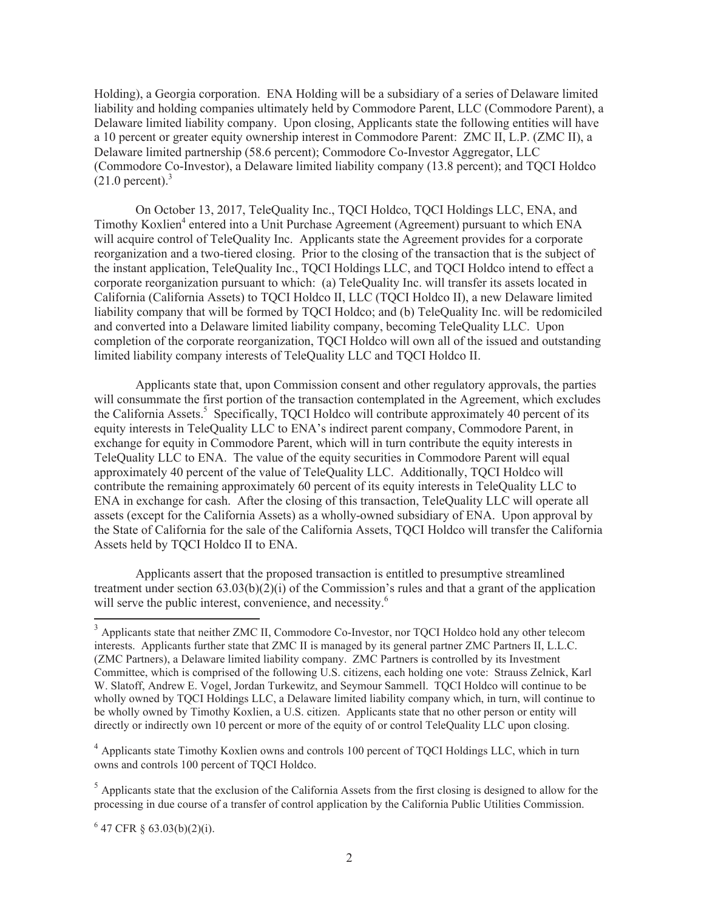Holding), a Georgia corporation. ENA Holding will be a subsidiary of a series of Delaware limited liability and holding companies ultimately held by Commodore Parent, LLC (Commodore Parent), a Delaware limited liability company. Upon closing, Applicants state the following entities will have a 10 percent or greater equity ownership interest in Commodore Parent: ZMC II, L.P. (ZMC II), a Delaware limited partnership (58.6 percent); Commodore Co-Investor Aggregator, LLC (Commodore Co-Investor), a Delaware limited liability company (13.8 percent); and TQCI Holdco (21.0 percent).[3]

On October 13, 2017, TeleQuality Inc., TQCI Holdco, TQCI Holdings LLC, ENA, and Timothy Koxlien[4] entered into a Unit Purchase Agreement (Agreement) pursuant to which ENA will acquire control of TeleQuality Inc. Applicants state the Agreement provides for a corporate reorganization and a two-tiered closing. Prior to the closing of the transaction that is the subject of the instant application, TeleQuality Inc., TQCI Holdings LLC, and TQCI Holdco intend to effect a corporate reorganization pursuant to which: (a) TeleQuality Inc. will transfer its assets located in California (California Assets) to TQCI Holdco II, LLC (TQCI Holdco II), a new Delaware limited liability company that will be formed by TQCI Holdco; and (b) TeleQuality Inc. will be redomiciled and converted into a Delaware limited liability company, becoming TeleQuality LLC. Upon completion of the corporate reorganization, TQCI Holdco will own all of the issued and outstanding limited liability company interests of TeleQuality LLC and TQCI Holdco II.

Applicants state that, upon Commission consent and other regulatory approvals, the parties will consummate the first portion of the transaction contemplated in the Agreement, which excludes the California Assets.[5] Specifically, TQCI Holdco will contribute approximately 40 percent of its equity interests in TeleQuality LLC to ENA's indirect parent company, Commodore Parent, in exchange for equity in Commodore Parent, which will in turn contribute the equity interests in TeleQuality LLC to ENA. The value of the equity securities in Commodore Parent will equal approximately 40 percent of the value of TeleQuality LLC. Additionally, TQCI Holdco will contribute the remaining approximately 60 percent of its equity interests in TeleQuality LLC to ENA in exchange for cash. After the closing of this transaction, TeleQuality LLC will operate all assets (except for the California Assets) as a wholly-owned subsidiary of ENA. Upon approval by the State of California for the sale of the California Assets, TQCI Holdco will transfer the California Assets held by TQCI Holdco II to ENA.

Applicants assert that the proposed transaction is entitled to presumptive streamlined treatment under section 63.03(b)(2)(i) of the Commission's rules and that a grant of the application will serve the public interest, convenience, and necessity.[6]

---

[3] Applicants state that neither ZMC II, Commodore Co-Investor, nor TQCI Holdco hold any other telecom interests. Applicants further state that ZMC II is managed by its general partner ZMC Partners II, L.L.C. (ZMC Partners), a Delaware limited liability company. ZMC Partners is controlled by its Investment Committee, which is comprised of the following U.S. citizens, each holding one vote: Strauss Zelnick, Karl W. Slatoff, Andrew E. Vogel, Jordan Turkewitz, and Seymour Sammell. TQCI Holdco will continue to be wholly owned by TQCI Holdings LLC, a Delaware limited liability company which, in turn, will continue to be wholly owned by Timothy Koxlien, a U.S. citizen. Applicants state that no other person or entity will directly or indirectly own 10 percent or more of the equity of or control TeleQuality LLC upon closing.

[4] Applicants state Timothy Koxlien owns and controls 100 percent of TQCI Holdings LLC, which in turn owns and controls 100 percent of TQCI Holdco.

[5] Applicants state that the exclusion of the California Assets from the first closing is designed to allow for the processing in due course of a transfer of control application by the California Public Utilities Commission.

[6] 47 CFR § 63.03(b)(2)(i).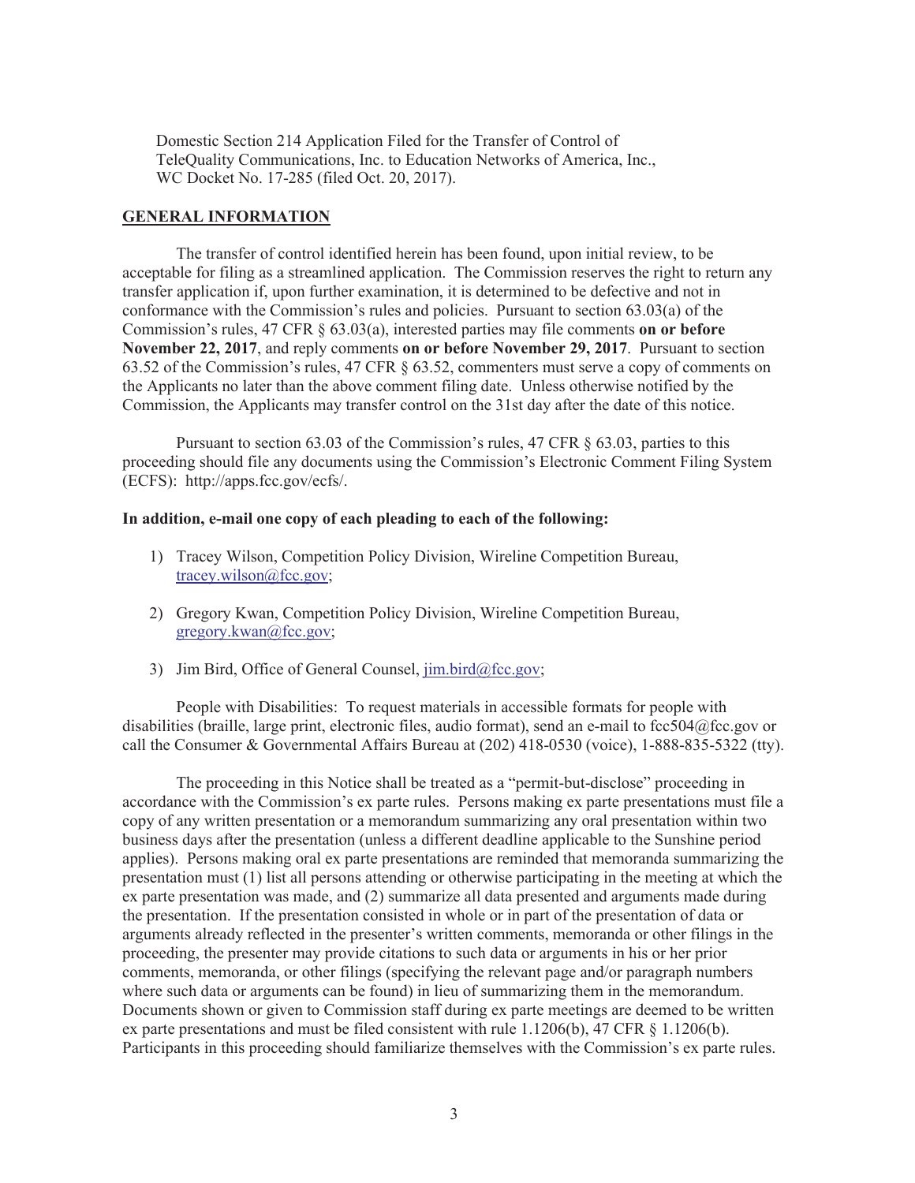Domestic Section 214 Application Filed for the Transfer of Control of TeleQuality Communications, Inc. to Education Networks of America, Inc., WC Docket No. 17-285 (filed Oct. 20, 2017).

**GENERAL INFORMATION**

The transfer of control identified herein has been found, upon initial review, to be acceptable for filing as a streamlined application. The Commission reserves the right to return any transfer application if, upon further examination, it is determined to be defective and not in conformance with the Commission's rules and policies. Pursuant to section 63.03(a) of the Commission's rules, 47 CFR § 63.03(a), interested parties may file comments **on or before November 22, 2017**, and reply comments **on or before November 29, 2017**. Pursuant to section 63.52 of the Commission's rules, 47 CFR § 63.52, commenters must serve a copy of comments on the Applicants no later than the above comment filing date. Unless otherwise notified by the Commission, the Applicants may transfer control on the 31st day after the date of this notice.

Pursuant to section 63.03 of the Commission's rules, 47 CFR § 63.03, parties to this proceeding should file any documents using the Commission's Electronic Comment Filing System (ECFS): http://apps.fcc.gov/ecfs/.

**In addition, e-mail one copy of each pleading to each of the following:**

1) Tracey Wilson, Competition Policy Division, Wireline Competition Bureau, tracey.wilson@fcc.gov;

2) Gregory Kwan, Competition Policy Division, Wireline Competition Bureau, gregory.kwan@fcc.gov;

3) Jim Bird, Office of General Counsel, jim.bird@fcc.gov;

People with Disabilities: To request materials in accessible formats for people with disabilities (braille, large print, electronic files, audio format), send an e-mail to fcc504@fcc.gov or call the Consumer & Governmental Affairs Bureau at (202) 418-0530 (voice), 1-888-835-5322 (tty).

The proceeding in this Notice shall be treated as a "permit-but-disclose" proceeding in accordance with the Commission's ex parte rules. Persons making ex parte presentations must file a copy of any written presentation or a memorandum summarizing any oral presentation within two business days after the presentation (unless a different deadline applicable to the Sunshine period applies). Persons making oral ex parte presentations are reminded that memoranda summarizing the presentation must (1) list all persons attending or otherwise participating in the meeting at which the ex parte presentation was made, and (2) summarize all data presented and arguments made during the presentation. If the presentation consisted in whole or in part of the presentation of data or arguments already reflected in the presenter's written comments, memoranda or other filings in the proceeding, the presenter may provide citations to such data or arguments in his or her prior comments, memoranda, or other filings (specifying the relevant page and/or paragraph numbers where such data or arguments can be found) in lieu of summarizing them in the memorandum. Documents shown or given to Commission staff during ex parte meetings are deemed to be written ex parte presentations and must be filed consistent with rule 1.1206(b), 47 CFR § 1.1206(b). Participants in this proceeding should familiarize themselves with the Commission's ex parte rules.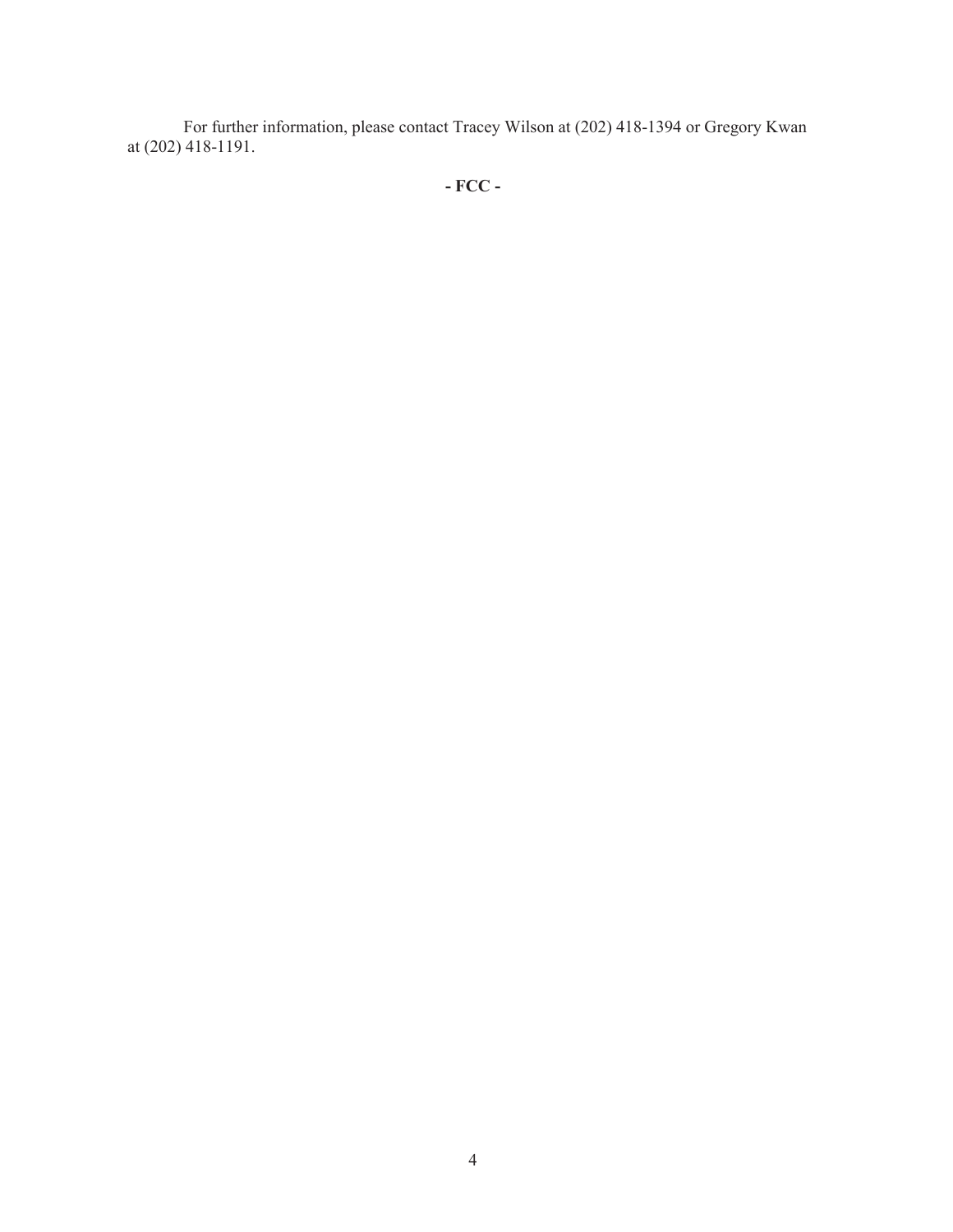For further information, please contact Tracey Wilson at (202) 418-1394 or Gregory Kwan at (202) 418-1191.

**- FCC -**